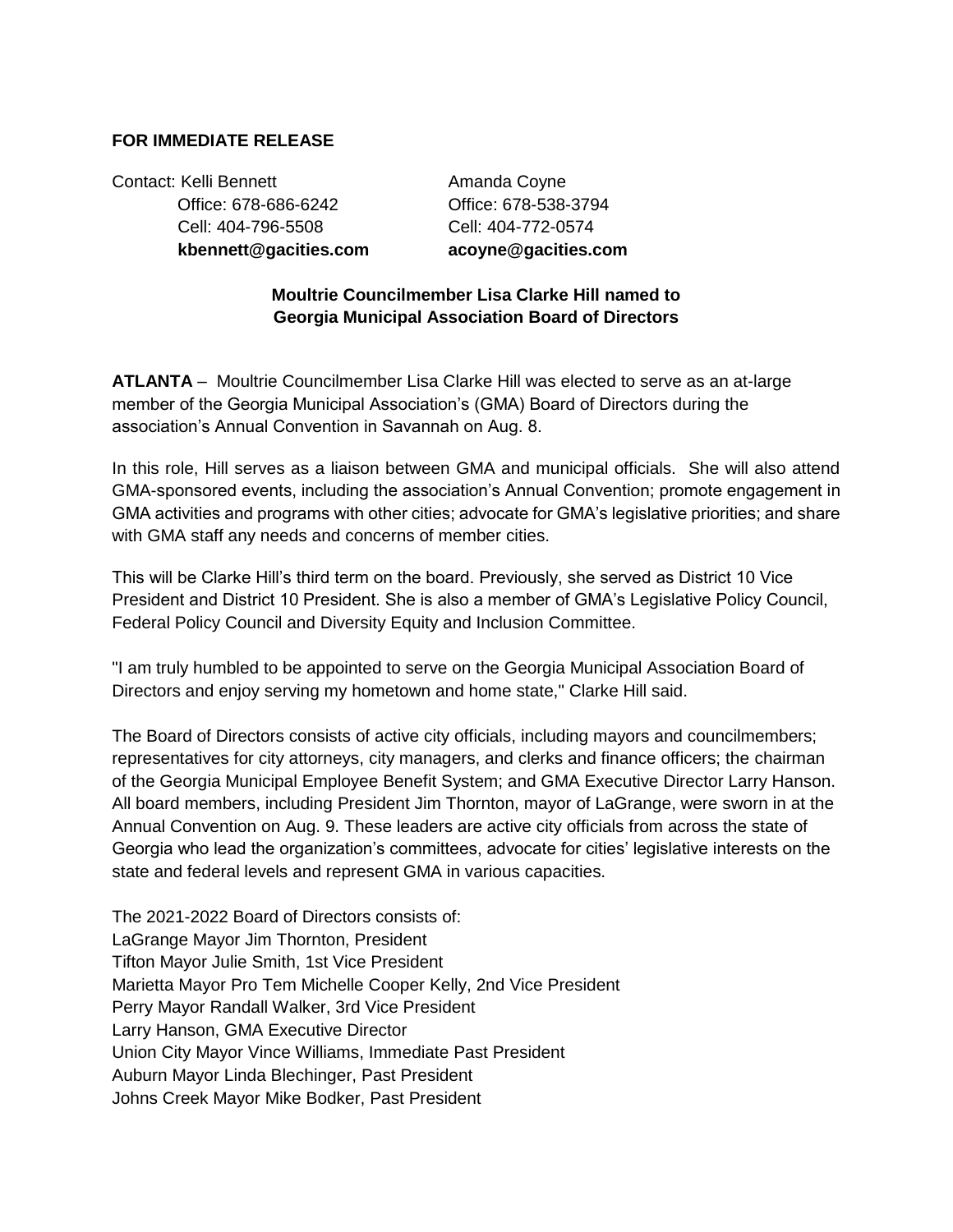**FOR IMMEDIATE RELEASE**

Contact: Kelli Bennett
Office: 678-686-6242
Cell: 404-796-5508
**kbennett@gacities.com**

Amanda Coyne
Office: 678-538-3794
Cell: 404-772-0574
**acoyne@gacities.com**

**Moultrie Councilmember Lisa Clarke Hill named to Georgia Municipal Association Board of Directors**

**ATLANTA** – Moultrie Councilmember Lisa Clarke Hill was elected to serve as an at-large member of the Georgia Municipal Association's (GMA) Board of Directors during the association's Annual Convention in Savannah on Aug. 8.

In this role, Hill serves as a liaison between GMA and municipal officials. She will also attend GMA-sponsored events, including the association's Annual Convention; promote engagement in GMA activities and programs with other cities; advocate for GMA's legislative priorities; and share with GMA staff any needs and concerns of member cities.

This will be Clarke Hill's third term on the board. Previously, she served as District 10 Vice President and District 10 President. She is also a member of GMA's Legislative Policy Council, Federal Policy Council and Diversity Equity and Inclusion Committee.

"I am truly humbled to be appointed to serve on the Georgia Municipal Association Board of Directors and enjoy serving my hometown and home state," Clarke Hill said.

The Board of Directors consists of active city officials, including mayors and councilmembers; representatives for city attorneys, city managers, and clerks and finance officers; the chairman of the Georgia Municipal Employee Benefit System; and GMA Executive Director Larry Hanson. All board members, including President Jim Thornton, mayor of LaGrange, were sworn in at the Annual Convention on Aug. 9. These leaders are active city officials from across the state of Georgia who lead the organization's committees, advocate for cities' legislative interests on the state and federal levels and represent GMA in various capacities.

The 2021-2022 Board of Directors consists of:
LaGrange Mayor Jim Thornton, President
Tifton Mayor Julie Smith, 1st Vice President
Marietta Mayor Pro Tem Michelle Cooper Kelly, 2nd Vice President
Perry Mayor Randall Walker, 3rd Vice President
Larry Hanson, GMA Executive Director
Union City Mayor Vince Williams, Immediate Past President
Auburn Mayor Linda Blechinger, Past President
Johns Creek Mayor Mike Bodker, Past President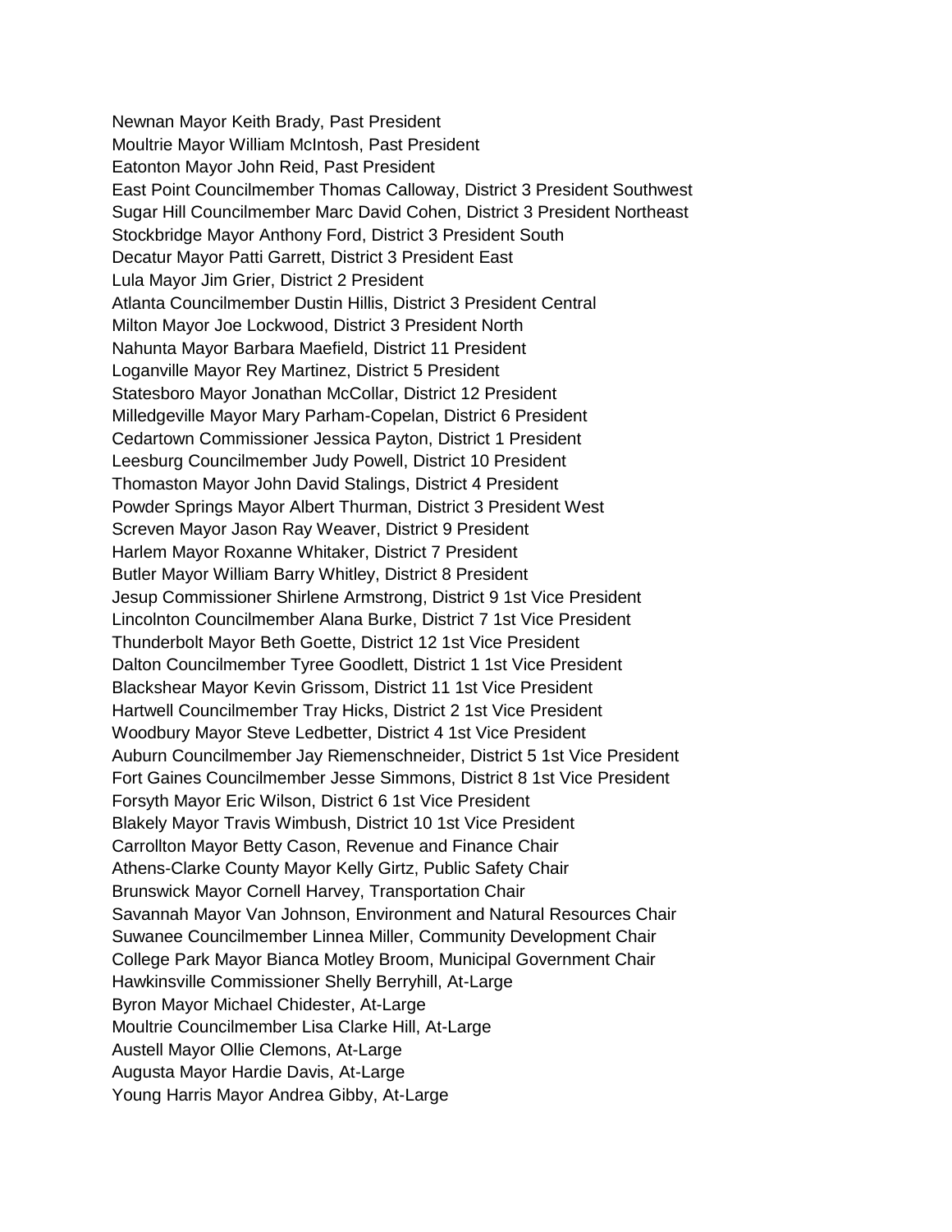Newnan Mayor Keith Brady, Past President
Moultrie Mayor William McIntosh, Past President
Eatonton Mayor John Reid, Past President
East Point Councilmember Thomas Calloway, District 3 President Southwest
Sugar Hill Councilmember Marc David Cohen, District 3 President Northeast
Stockbridge Mayor Anthony Ford, District 3 President South
Decatur Mayor Patti Garrett, District 3 President East
Lula Mayor Jim Grier, District 2 President
Atlanta Councilmember Dustin Hillis, District 3 President Central
Milton Mayor Joe Lockwood, District 3 President North
Nahunta Mayor Barbara Maefield, District 11 President
Loganville Mayor Rey Martinez, District 5 President
Statesboro Mayor Jonathan McCollar, District 12 President
Milledgeville Mayor Mary Parham-Copelan, District 6 President
Cedartown Commissioner Jessica Payton, District 1 President
Leesburg Councilmember Judy Powell, District 10 President
Thomaston Mayor John David Stalings, District 4 President
Powder Springs Mayor Albert Thurman, District 3 President West
Screven Mayor Jason Ray Weaver, District 9 President
Harlem Mayor Roxanne Whitaker, District 7 President
Butler Mayor William Barry Whitley, District 8 President
Jesup Commissioner Shirlene Armstrong, District 9 1st Vice President
Lincolnton Councilmember Alana Burke, District 7 1st Vice President
Thunderbolt Mayor Beth Goette, District 12 1st Vice President
Dalton Councilmember Tyree Goodlett, District 1 1st Vice President
Blackshear Mayor Kevin Grissom, District 11 1st Vice President
Hartwell Councilmember Tray Hicks, District 2 1st Vice President
Woodbury Mayor Steve Ledbetter, District 4 1st Vice President
Auburn Councilmember Jay Riemenschneider, District 5 1st Vice President
Fort Gaines Councilmember Jesse Simmons, District 8 1st Vice President
Forsyth Mayor Eric Wilson, District 6 1st Vice President
Blakely Mayor Travis Wimbush, District 10 1st Vice President
Carrollton Mayor Betty Cason, Revenue and Finance Chair
Athens-Clarke County Mayor Kelly Girtz, Public Safety Chair
Brunswick Mayor Cornell Harvey, Transportation Chair
Savannah Mayor Van Johnson, Environment and Natural Resources Chair
Suwanee Councilmember Linnea Miller, Community Development Chair
College Park Mayor Bianca Motley Broom, Municipal Government Chair
Hawkinsville Commissioner Shelly Berryhill, At-Large
Byron Mayor Michael Chidester, At-Large
Moultrie Councilmember Lisa Clarke Hill, At-Large
Austell Mayor Ollie Clemons, At-Large
Augusta Mayor Hardie Davis, At-Large
Young Harris Mayor Andrea Gibby, At-Large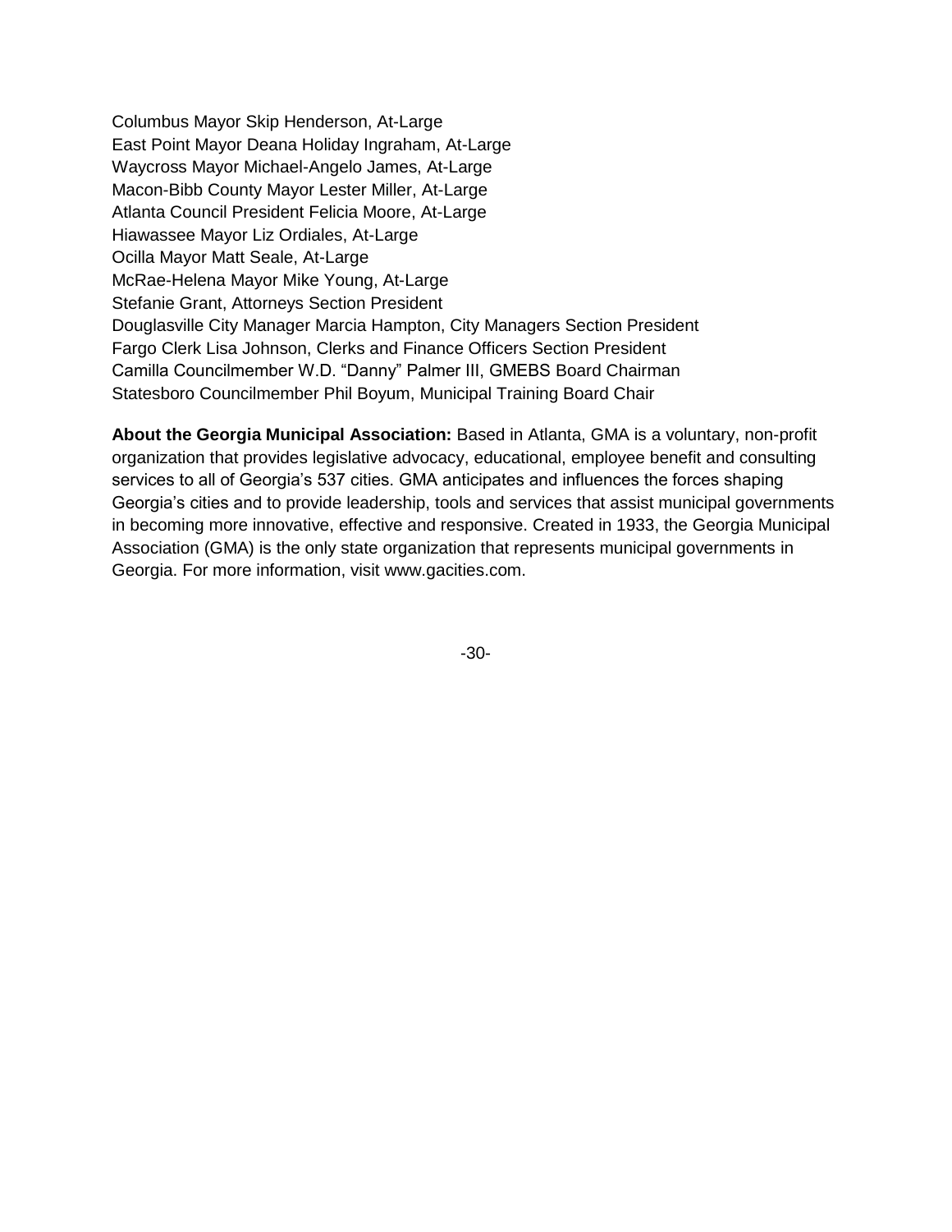Columbus Mayor Skip Henderson, At-Large
East Point Mayor Deana Holiday Ingraham, At-Large
Waycross Mayor Michael-Angelo James, At-Large
Macon-Bibb County Mayor Lester Miller, At-Large
Atlanta Council President Felicia Moore, At-Large
Hiawassee Mayor Liz Ordiales, At-Large
Ocilla Mayor Matt Seale, At-Large
McRae-Helena Mayor Mike Young, At-Large
Stefanie Grant, Attorneys Section President
Douglasville City Manager Marcia Hampton, City Managers Section President
Fargo Clerk Lisa Johnson, Clerks and Finance Officers Section President
Camilla Councilmember W.D. "Danny" Palmer III, GMEBS Board Chairman
Statesboro Councilmember Phil Boyum, Municipal Training Board Chair

**About the Georgia Municipal Association:** Based in Atlanta, GMA is a voluntary, non-profit organization that provides legislative advocacy, educational, employee benefit and consulting services to all of Georgia's 537 cities. GMA anticipates and influences the forces shaping Georgia's cities and to provide leadership, tools and services that assist municipal governments in becoming more innovative, effective and responsive. Created in 1933, the Georgia Municipal Association (GMA) is the only state organization that represents municipal governments in Georgia. For more information, visit www.gacities.com.

-30-